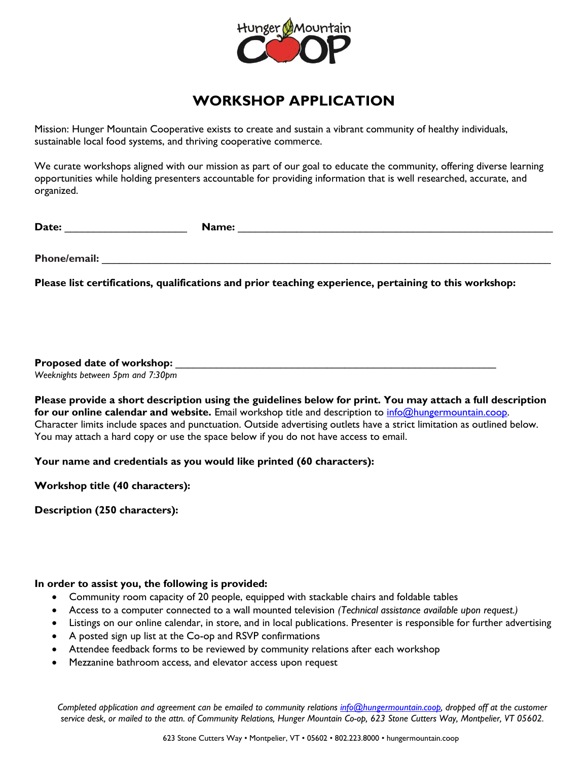Hunger Mountain COOP

# WORKSHOP APPLICATION

Mission: Hunger Mountain Cooperative exists to create and sustain a vibrant community of healthy individuals, sustainable local food systems, and thriving cooperative commerce.

We curate workshops aligned with our mission as part of our goal to educate the community, offering diverse learning opportunities while holding presenters accountable for providing information that is well researched, accurate, and organized.

**Date:** ____________________ **Name:** ____________________________________________________

**Phone/email:** ___________________________________________________________________________

**Please list certifications, qualifications and prior teaching experience, pertaining to this workshop:**

**Proposed date of workshop:** _______________________________________________________

*Weeknights between 5pm and 7:30pm*

**Please provide a short description using the guidelines below for print. You may attach a full description for our online calendar and website.** Email workshop title and description to info@hungermountain.coop. Character limits include spaces and punctuation. Outside advertising outlets have a strict limitation as outlined below. You may attach a hard copy or use the space below if you do not have access to email.

**Your name and credentials as you would like printed (60 characters):**

**Workshop title (40 characters):**

**Description (250 characters):**

**In order to assist you, the following is provided:**

- Community room capacity of 20 people, equipped with stackable chairs and foldable tables
- Access to a computer connected to a wall mounted television *(Technical assistance available upon request.)*
- Listings on our online calendar, in store, and in local publications. Presenter is responsible for further advertising
- A posted sign up list at the Co-op and RSVP confirmations
- Attendee feedback forms to be reviewed by community relations after each workshop
- Mezzanine bathroom access, and elevator access upon request

*Completed application and agreement can be emailed to community relations info@hungermountain.coop, dropped off at the customer service desk, or mailed to the attn. of Community Relations, Hunger Mountain Co-op, 623 Stone Cutters Way, Montpelier, VT 05602.*

623 Stone Cutters Way • Montpelier, VT • 05602 • 802.223.8000 • hungermountain.coop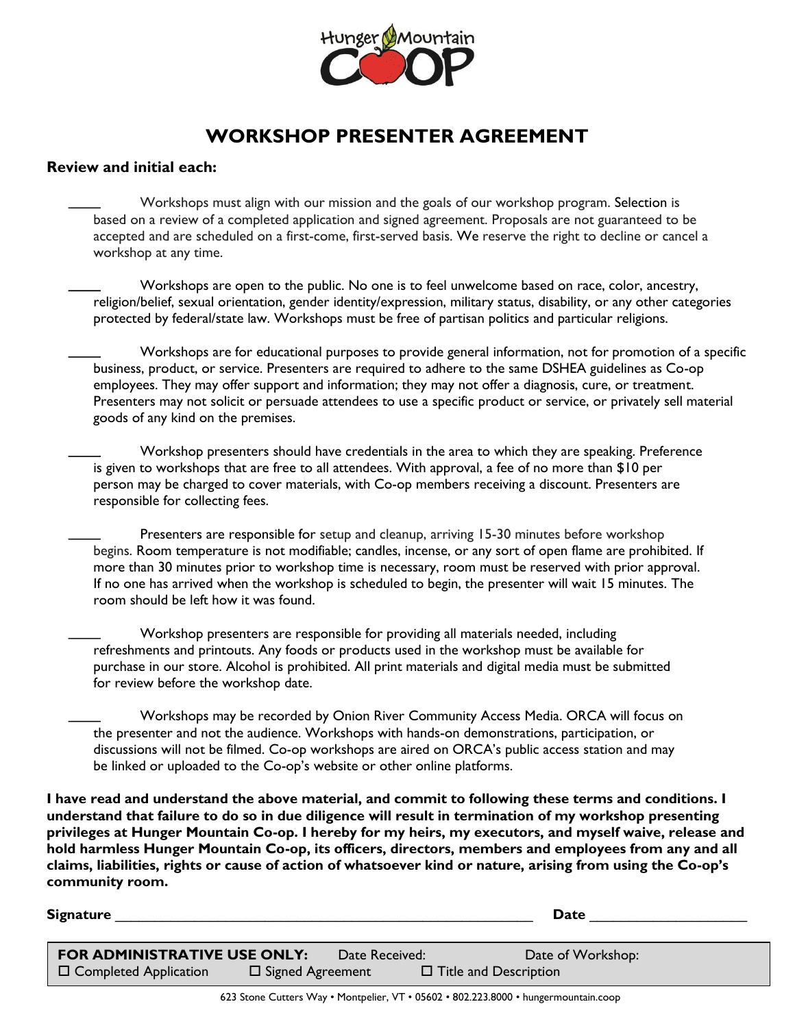Hunger Mountain COOP

# WORKSHOP PRESENTER AGREEMENT

**Review and initial each:**

____ Workshops must align with our mission and the goals of our workshop program. Selection is based on a review of a completed application and signed agreement. Proposals are not guaranteed to be accepted and are scheduled on a first-come, first-served basis. We reserve the right to decline or cancel a workshop at any time.

____ Workshops are open to the public. No one is to feel unwelcome based on race, color, ancestry, religion/belief, sexual orientation, gender identity/expression, military status, disability, or any other categories protected by federal/state law. Workshops must be free of partisan politics and particular religions.

____ Workshops are for educational purposes to provide general information, not for promotion of a specific business, product, or service. Presenters are required to adhere to the same DSHEA guidelines as Co-op employees. They may offer support and information; they may not offer a diagnosis, cure, or treatment. Presenters may not solicit or persuade attendees to use a specific product or service, or privately sell material goods of any kind on the premises.

____ Workshop presenters should have credentials in the area to which they are speaking. Preference is given to workshops that are free to all attendees. With approval, a fee of no more than $10 per person may be charged to cover materials, with Co-op members receiving a discount. Presenters are responsible for collecting fees.

____ Presenters are responsible for setup and cleanup, arriving 15-30 minutes before workshop begins. Room temperature is not modifiable; candles, incense, or any sort of open flame are prohibited. If more than 30 minutes prior to workshop time is necessary, room must be reserved with prior approval. If no one has arrived when the workshop is scheduled to begin, the presenter will wait 15 minutes. The room should be left how it was found.

____ Workshop presenters are responsible for providing all materials needed, including refreshments and printouts. Any foods or products used in the workshop must be available for purchase in our store. Alcohol is prohibited. All print materials and digital media must be submitted for review before the workshop date.

____ Workshops may be recorded by Onion River Community Access Media. ORCA will focus on the presenter and not the audience. Workshops with hands-on demonstrations, participation, or discussions will not be filmed. Co-op workshops are aired on ORCA's public access station and may be linked or uploaded to the Co-op's website or other online platforms.

**I have read and understand the above material, and commit to following these terms and conditions. I understand that failure to do so in due diligence will result in termination of my workshop presenting privileges at Hunger Mountain Co-op. I hereby for my heirs, my executors, and myself waive, release and hold harmless Hunger Mountain Co-op, its officers, directors, members and employees from any and all claims, liabilities, rights or cause of action of whatsoever kind or nature, arising from using the Co-op's community room.**

**Signature** ________________________________________ **Date** ____________________

**FOR ADMINISTRATIVE USE ONLY:** Date Received: Date of Workshop:
☐ Completed Application ☐ Signed Agreement ☐ Title and Description

623 Stone Cutters Way • Montpelier, VT • 05602 • 802.223.8000 • hungermountain.coop